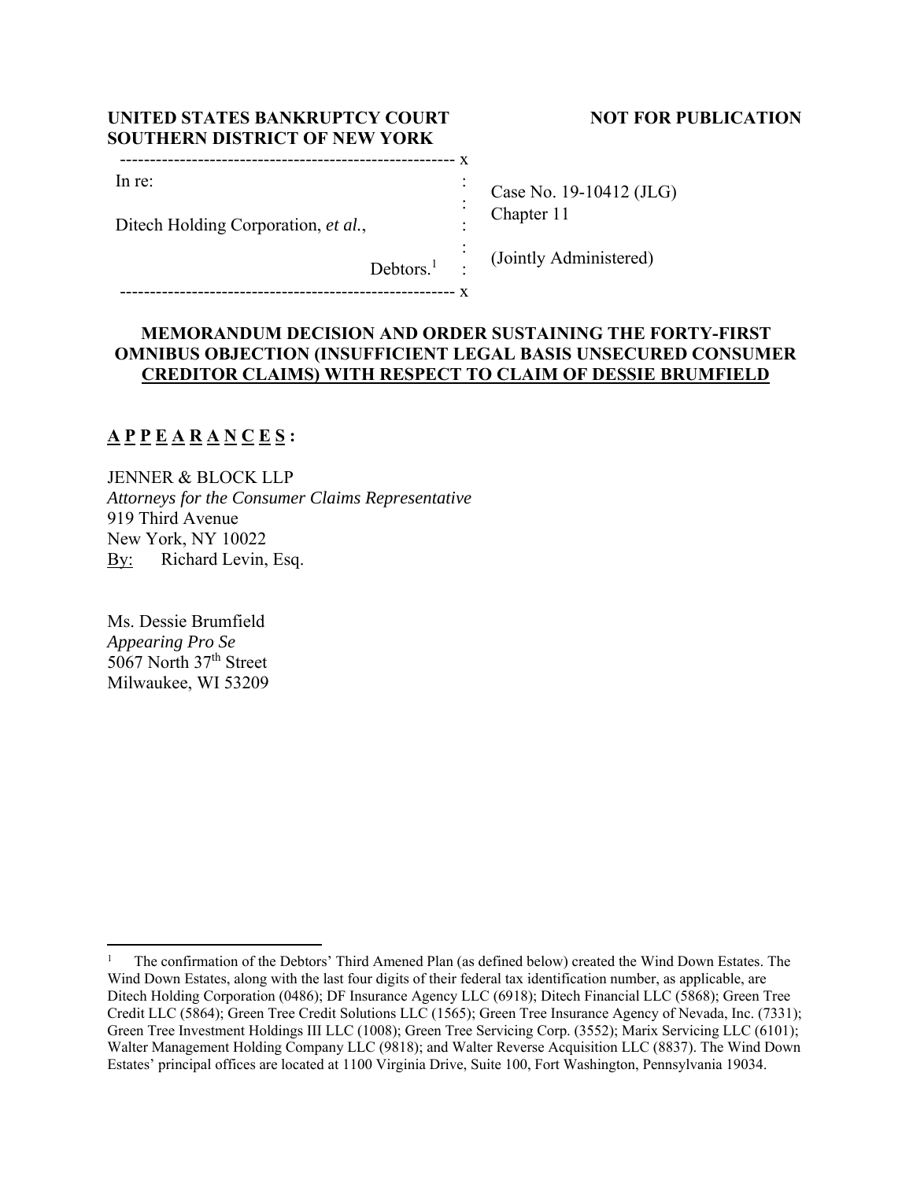**UNITED STATES BANKRUPTCY COURT**
**SOUTHERN DISTRICT OF NEW YORK**

**NOT FOR PUBLICATION**

--------------------------------------------------------- x

In re:

Ditech Holding Corporation, *et al.*,

Debtors.[1]

--------------------------------------------------------- x

Case No. 19-10412 (JLG)
Chapter 11

(Jointly Administered)

**MEMORANDUM DECISION AND ORDER SUSTAINING THE FORTY-FIRST OMNIBUS OBJECTION (INSUFFICIENT LEGAL BASIS UNSECURED CONSUMER CREDITOR CLAIMS) WITH RESPECT TO CLAIM OF DESSIE BRUMFIELD**

**A P P E A R A N C E S :**

JENNER & BLOCK LLP
*Attorneys for the Consumer Claims Representative*
919 Third Avenue
New York, NY 10022
By: Richard Levin, Esq.

Ms. Dessie Brumfield
*Appearing Pro Se*
5067 North 37th Street
Milwaukee, WI 53209

---

[1] The confirmation of the Debtors' Third Amened Plan (as defined below) created the Wind Down Estates. The Wind Down Estates, along with the last four digits of their federal tax identification number, as applicable, are Ditech Holding Corporation (0486); DF Insurance Agency LLC (6918); Ditech Financial LLC (5868); Green Tree Credit LLC (5864); Green Tree Credit Solutions LLC (1565); Green Tree Insurance Agency of Nevada, Inc. (7331); Green Tree Investment Holdings III LLC (1008); Green Tree Servicing Corp. (3552); Marix Servicing LLC (6101); Walter Management Holding Company LLC (9818); and Walter Reverse Acquisition LLC (8837). The Wind Down Estates' principal offices are located at 1100 Virginia Drive, Suite 100, Fort Washington, Pennsylvania 19034.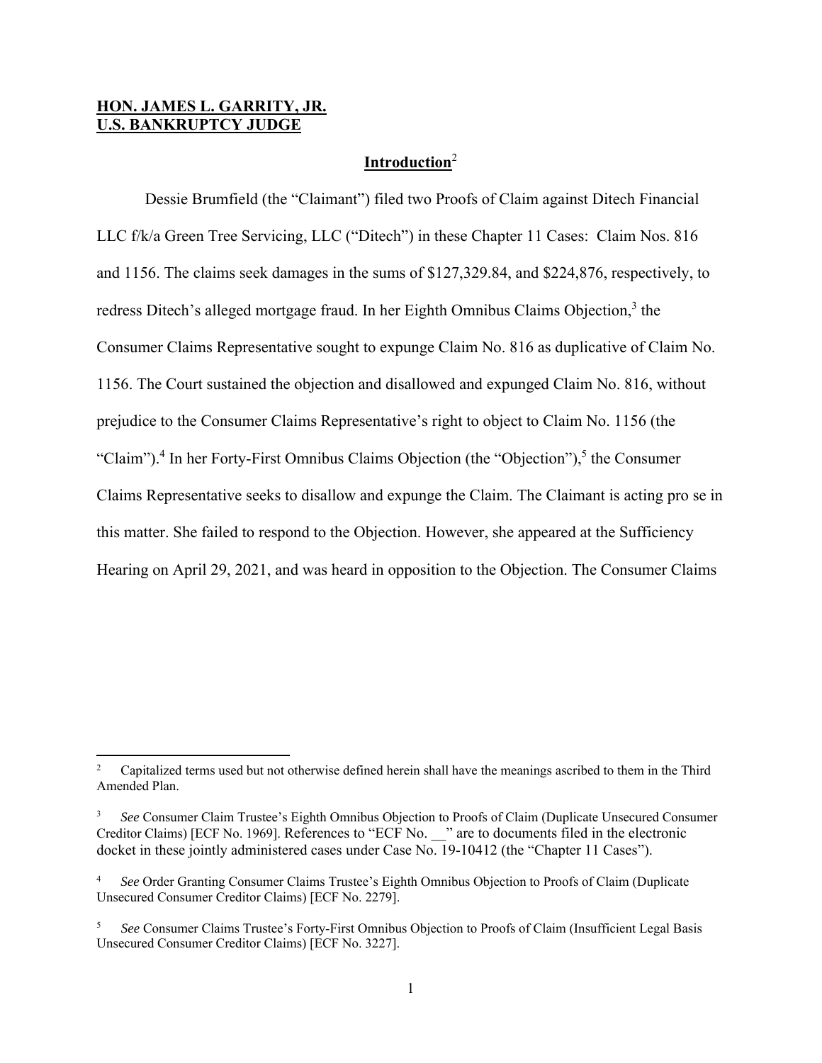**HON. JAMES L. GARRITY, JR.**
**U.S. BANKRUPTCY JUDGE**

## Introduction[2]

Dessie Brumfield (the "Claimant") filed two Proofs of Claim against Ditech Financial LLC f/k/a Green Tree Servicing, LLC ("Ditech") in these Chapter 11 Cases: Claim Nos. 816 and 1156. The claims seek damages in the sums of $127,329.84, and $224,876, respectively, to redress Ditech's alleged mortgage fraud. In her Eighth Omnibus Claims Objection,[3] the Consumer Claims Representative sought to expunge Claim No. 816 as duplicative of Claim No. 1156. The Court sustained the objection and disallowed and expunged Claim No. 816, without prejudice to the Consumer Claims Representative's right to object to Claim No. 1156 (the "Claim").[4] In her Forty-First Omnibus Claims Objection (the "Objection"),[5] the Consumer Claims Representative seeks to disallow and expunge the Claim. The Claimant is acting pro se in this matter. She failed to respond to the Objection. However, she appeared at the Sufficiency Hearing on April 29, 2021, and was heard in opposition to the Objection. The Consumer Claims

---

[2] Capitalized terms used but not otherwise defined herein shall have the meanings ascribed to them in the Third Amended Plan.

[3] *See* Consumer Claim Trustee's Eighth Omnibus Objection to Proofs of Claim (Duplicate Unsecured Consumer Creditor Claims) [ECF No. 1969]. References to "ECF No. __" are to documents filed in the electronic docket in these jointly administered cases under Case No. 19-10412 (the "Chapter 11 Cases").

[4] *See* Order Granting Consumer Claims Trustee's Eighth Omnibus Objection to Proofs of Claim (Duplicate Unsecured Consumer Creditor Claims) [ECF No. 2279].

[5] *See* Consumer Claims Trustee's Forty-First Omnibus Objection to Proofs of Claim (Insufficient Legal Basis Unsecured Consumer Creditor Claims) [ECF No. 3227].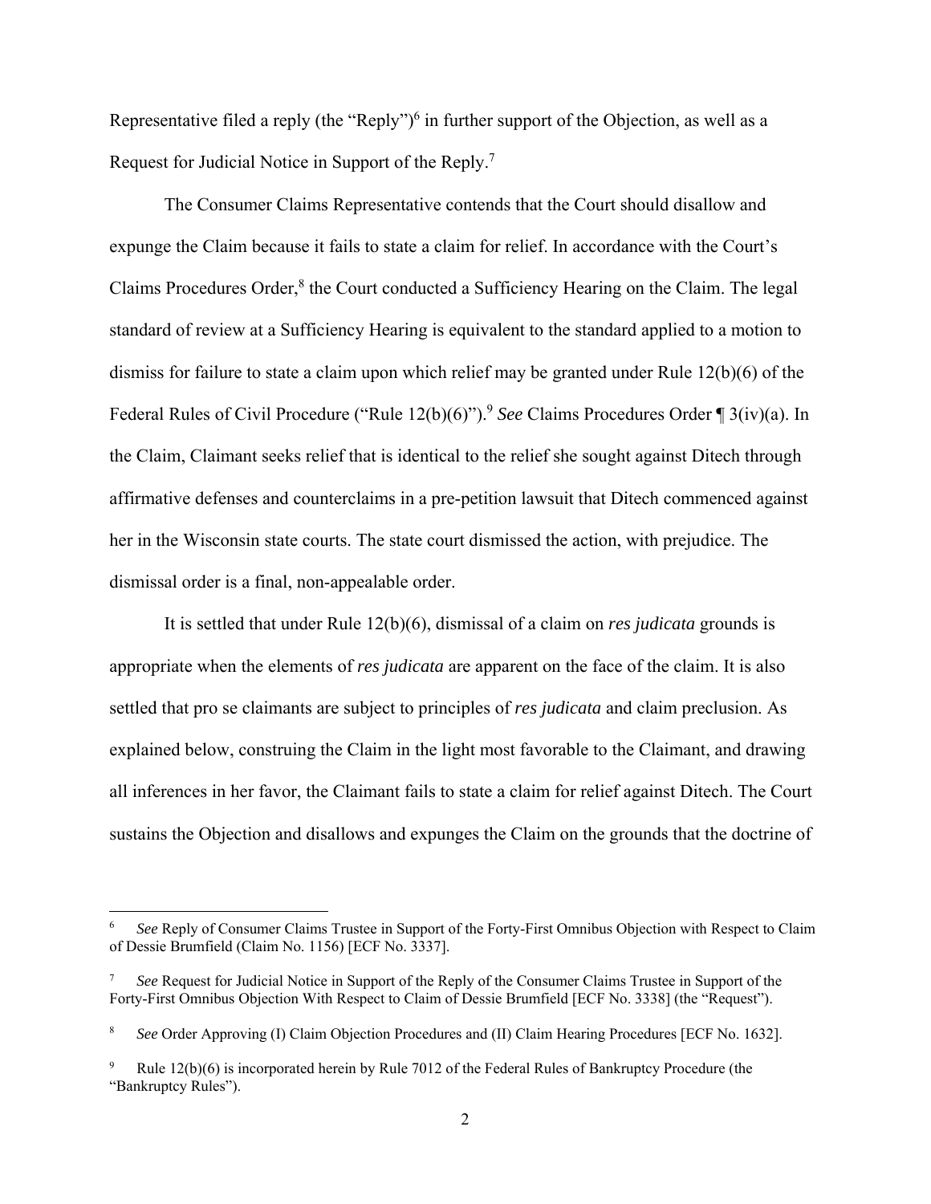Representative filed a reply (the "Reply")[6] in further support of the Objection, as well as a Request for Judicial Notice in Support of the Reply.[7]

The Consumer Claims Representative contends that the Court should disallow and expunge the Claim because it fails to state a claim for relief. In accordance with the Court's Claims Procedures Order,[8] the Court conducted a Sufficiency Hearing on the Claim. The legal standard of review at a Sufficiency Hearing is equivalent to the standard applied to a motion to dismiss for failure to state a claim upon which relief may be granted under Rule 12(b)(6) of the Federal Rules of Civil Procedure ("Rule 12(b)(6)").[9] *See* Claims Procedures Order ¶ 3(iv)(a). In the Claim, Claimant seeks relief that is identical to the relief she sought against Ditech through affirmative defenses and counterclaims in a pre-petition lawsuit that Ditech commenced against her in the Wisconsin state courts. The state court dismissed the action, with prejudice. The dismissal order is a final, non-appealable order.

It is settled that under Rule 12(b)(6), dismissal of a claim on *res judicata* grounds is appropriate when the elements of *res judicata* are apparent on the face of the claim. It is also settled that pro se claimants are subject to principles of *res judicata* and claim preclusion. As explained below, construing the Claim in the light most favorable to the Claimant, and drawing all inferences in her favor, the Claimant fails to state a claim for relief against Ditech. The Court sustains the Objection and disallows and expunges the Claim on the grounds that the doctrine of

---

[6] *See* Reply of Consumer Claims Trustee in Support of the Forty-First Omnibus Objection with Respect to Claim of Dessie Brumfield (Claim No. 1156) [ECF No. 3337].

[7] *See* Request for Judicial Notice in Support of the Reply of the Consumer Claims Trustee in Support of the Forty-First Omnibus Objection With Respect to Claim of Dessie Brumfield [ECF No. 3338] (the "Request").

[8] *See* Order Approving (I) Claim Objection Procedures and (II) Claim Hearing Procedures [ECF No. 1632].

[9] Rule 12(b)(6) is incorporated herein by Rule 7012 of the Federal Rules of Bankruptcy Procedure (the "Bankruptcy Rules").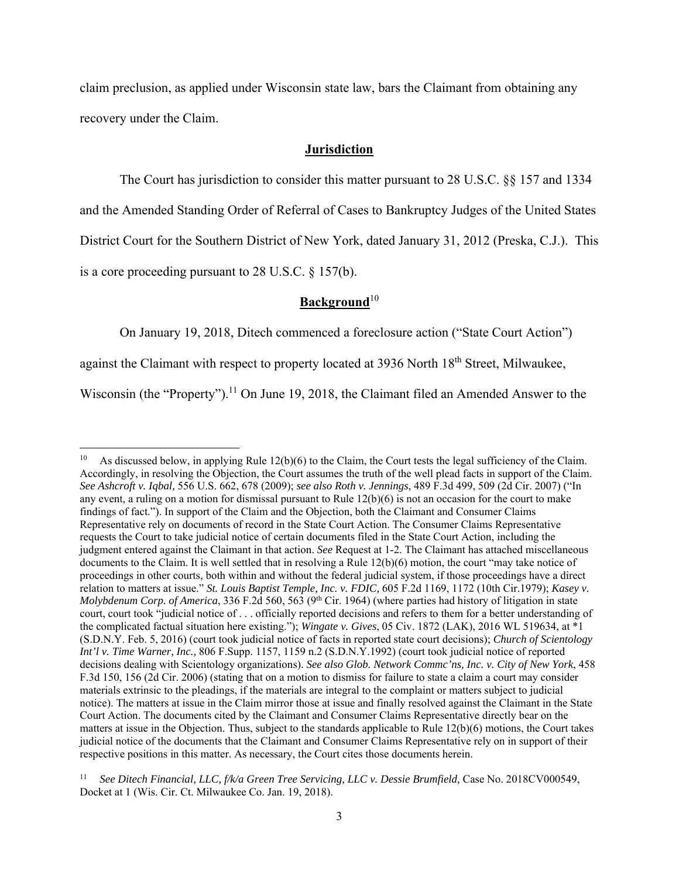claim preclusion, as applied under Wisconsin state law, bars the Claimant from obtaining any recovery under the Claim.

## **Jurisdiction**

The Court has jurisdiction to consider this matter pursuant to 28 U.S.C. §§ 157 and 1334 and the Amended Standing Order of Referral of Cases to Bankruptcy Judges of the United States District Court for the Southern District of New York, dated January 31, 2012 (Preska, C.J.). This is a core proceeding pursuant to 28 U.S.C. § 157(b).

## **Background**[10]

On January 19, 2018, Ditech commenced a foreclosure action ("State Court Action") against the Claimant with respect to property located at 3936 North 18th Street, Milwaukee, Wisconsin (the "Property").[11] On June 19, 2018, the Claimant filed an Amended Answer to the

---

[10] As discussed below, in applying Rule 12(b)(6) to the Claim, the Court tests the legal sufficiency of the Claim. Accordingly, in resolving the Objection, the Court assumes the truth of the well plead facts in support of the Claim. *See Ashcroft v. Iqbal,* 556 U.S. 662, 678 (2009); *see also Roth v. Jennings*, 489 F.3d 499, 509 (2d Cir. 2007) ("In any event, a ruling on a motion for dismissal pursuant to Rule 12(b)(6) is not an occasion for the court to make findings of fact."). In support of the Claim and the Objection, both the Claimant and Consumer Claims Representative rely on documents of record in the State Court Action. The Consumer Claims Representative requests the Court to take judicial notice of certain documents filed in the State Court Action, including the judgment entered against the Claimant in that action. *See* Request at 1-2. The Claimant has attached miscellaneous documents to the Claim. It is well settled that in resolving a Rule 12(b)(6) motion, the court "may take notice of proceedings in other courts, both within and without the federal judicial system, if those proceedings have a direct relation to matters at issue." *St. Louis Baptist Temple, Inc. v. FDIC,* 605 F.2d 1169, 1172 (10th Cir.1979); *Kasey v. Molybdenum Corp. of America*, 336 F.2d 560, 563 (9th Cir. 1964) (where parties had history of litigation in state court, court took "judicial notice of . . . officially reported decisions and refers to them for a better understanding of the complicated factual situation here existing."); *Wingate v. Gives*, 05 Civ. 1872 (LAK), 2016 WL 519634, at *1 (S.D.N.Y. Feb. 5, 2016) (court took judicial notice of facts in reported state court decisions); *Church of Scientology Int'l v. Time Warner, Inc.,* 806 F.Supp. 1157, 1159 n.2 (S.D.N.Y.1992) (court took judicial notice of reported decisions dealing with Scientology organizations). *See also Glob. Network Commc'ns, Inc. v. City of New York*, 458 F.3d 150, 156 (2d Cir. 2006) (stating that on a motion to dismiss for failure to state a claim a court may consider materials extrinsic to the pleadings, if the materials are integral to the complaint or matters subject to judicial notice). The matters at issue in the Claim mirror those at issue and finally resolved against the Claimant in the State Court Action. The documents cited by the Claimant and Consumer Claims Representative directly bear on the matters at issue in the Objection. Thus, subject to the standards applicable to Rule 12(b)(6) motions, the Court takes judicial notice of the documents that the Claimant and Consumer Claims Representative rely on in support of their respective positions in this matter. As necessary, the Court cites those documents herein.

[11] *See Ditech Financial, LLC, f/k/a Green Tree Servicing, LLC v. Dessie Brumfield,* Case No. 2018CV000549, Docket at 1 (Wis. Cir. Ct. Milwaukee Co. Jan. 19, 2018).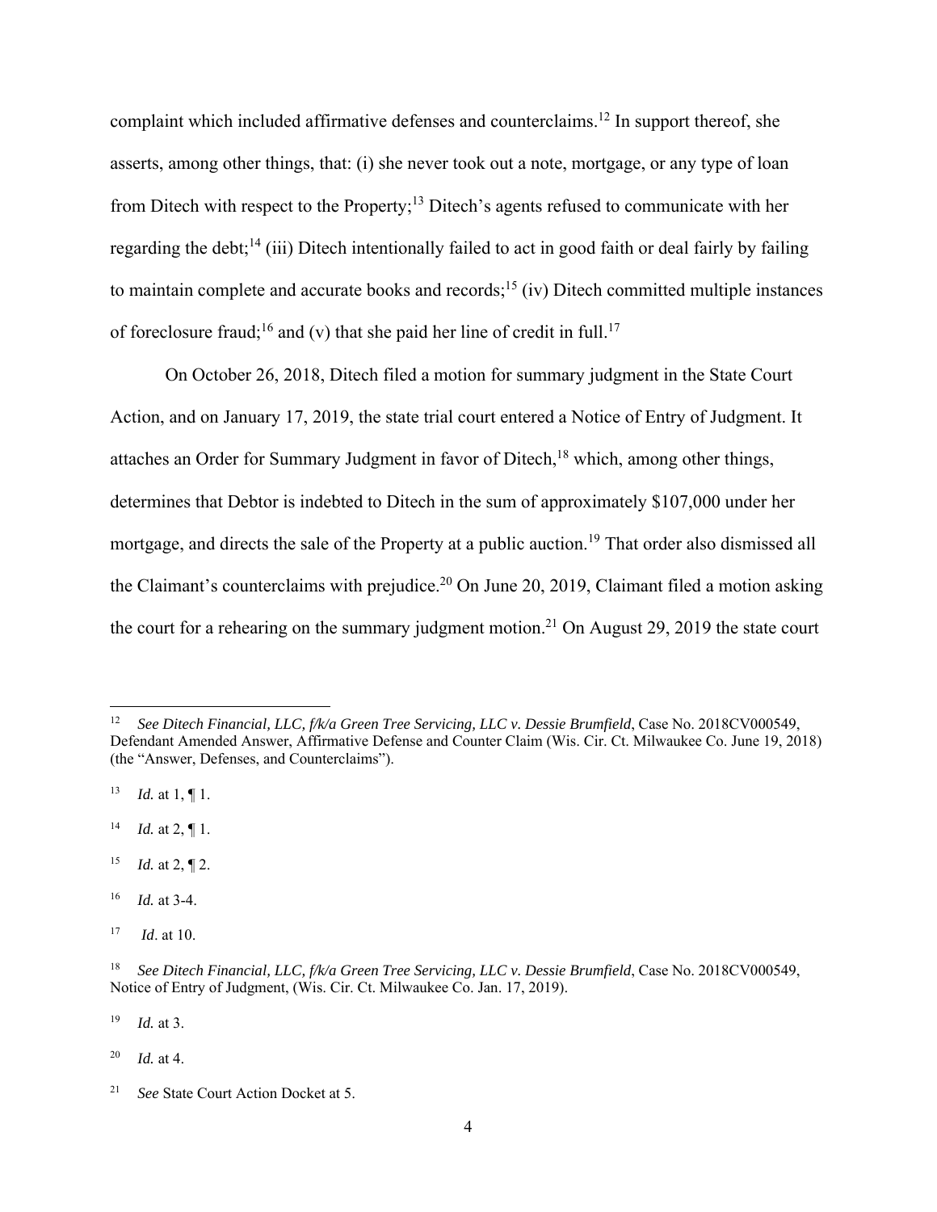complaint which included affirmative defenses and counterclaims.[12] In support thereof, she asserts, among other things, that: (i) she never took out a note, mortgage, or any type of loan from Ditech with respect to the Property;[13] Ditech's agents refused to communicate with her regarding the debt;[14] (iii) Ditech intentionally failed to act in good faith or deal fairly by failing to maintain complete and accurate books and records;[15] (iv) Ditech committed multiple instances of foreclosure fraud;[16] and (v) that she paid her line of credit in full.[17]

On October 26, 2018, Ditech filed a motion for summary judgment in the State Court Action, and on January 17, 2019, the state trial court entered a Notice of Entry of Judgment. It attaches an Order for Summary Judgment in favor of Ditech,[18] which, among other things, determines that Debtor is indebted to Ditech in the sum of approximately $107,000 under her mortgage, and directs the sale of the Property at a public auction.[19] That order also dismissed all the Claimant's counterclaims with prejudice.[20] On June 20, 2019, Claimant filed a motion asking the court for a rehearing on the summary judgment motion.[21] On August 29, 2019 the state court

---

[12] *See Ditech Financial, LLC, f/k/a Green Tree Servicing, LLC v. Dessie Brumfield*, Case No. 2018CV000549, Defendant Amended Answer, Affirmative Defense and Counter Claim (Wis. Cir. Ct. Milwaukee Co. June 19, 2018) (the "Answer, Defenses, and Counterclaims").

[13] *Id.* at 1, ¶ 1.

[14] *Id.* at 2, ¶ 1.

[15] *Id.* at 2, ¶ 2.

[16] *Id.* at 3-4.

[17] *Id*. at 10.

[18] *See Ditech Financial, LLC, f/k/a Green Tree Servicing, LLC v. Dessie Brumfield*, Case No. 2018CV000549, Notice of Entry of Judgment, (Wis. Cir. Ct. Milwaukee Co. Jan. 17, 2019).

[19] *Id.* at 3.

[20] *Id.* at 4.

[21] *See* State Court Action Docket at 5.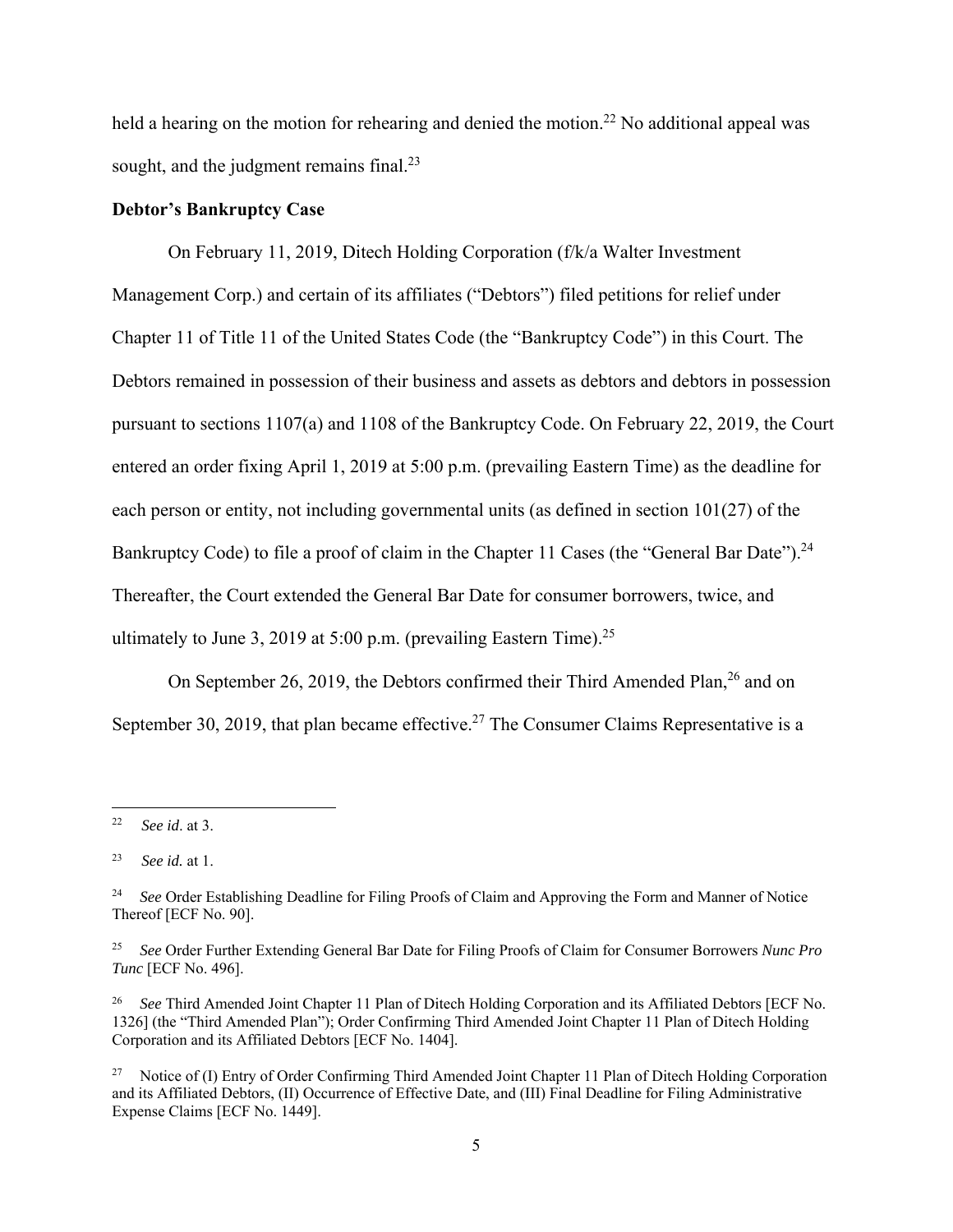held a hearing on the motion for rehearing and denied the motion.[22] No additional appeal was sought, and the judgment remains final.[23]

**Debtor's Bankruptcy Case**

On February 11, 2019, Ditech Holding Corporation (f/k/a Walter Investment Management Corp.) and certain of its affiliates ("Debtors") filed petitions for relief under Chapter 11 of Title 11 of the United States Code (the "Bankruptcy Code") in this Court. The Debtors remained in possession of their business and assets as debtors and debtors in possession pursuant to sections 1107(a) and 1108 of the Bankruptcy Code. On February 22, 2019, the Court entered an order fixing April 1, 2019 at 5:00 p.m. (prevailing Eastern Time) as the deadline for each person or entity, not including governmental units (as defined in section 101(27) of the Bankruptcy Code) to file a proof of claim in the Chapter 11 Cases (the "General Bar Date").[24] Thereafter, the Court extended the General Bar Date for consumer borrowers, twice, and ultimately to June 3, 2019 at 5:00 p.m. (prevailing Eastern Time).[25]

On September 26, 2019, the Debtors confirmed their Third Amended Plan,[26] and on September 30, 2019, that plan became effective.[27] The Consumer Claims Representative is a

---

[22] *See id*. at 3.

[23] *See id.* at 1.

[24] *See* Order Establishing Deadline for Filing Proofs of Claim and Approving the Form and Manner of Notice Thereof [ECF No. 90].

[25] *See* Order Further Extending General Bar Date for Filing Proofs of Claim for Consumer Borrowers *Nunc Pro Tunc* [ECF No. 496].

[26] *See* Third Amended Joint Chapter 11 Plan of Ditech Holding Corporation and its Affiliated Debtors [ECF No. 1326] (the "Third Amended Plan"); Order Confirming Third Amended Joint Chapter 11 Plan of Ditech Holding Corporation and its Affiliated Debtors [ECF No. 1404].

[27] Notice of (I) Entry of Order Confirming Third Amended Joint Chapter 11 Plan of Ditech Holding Corporation and its Affiliated Debtors, (II) Occurrence of Effective Date, and (III) Final Deadline for Filing Administrative Expense Claims [ECF No. 1449].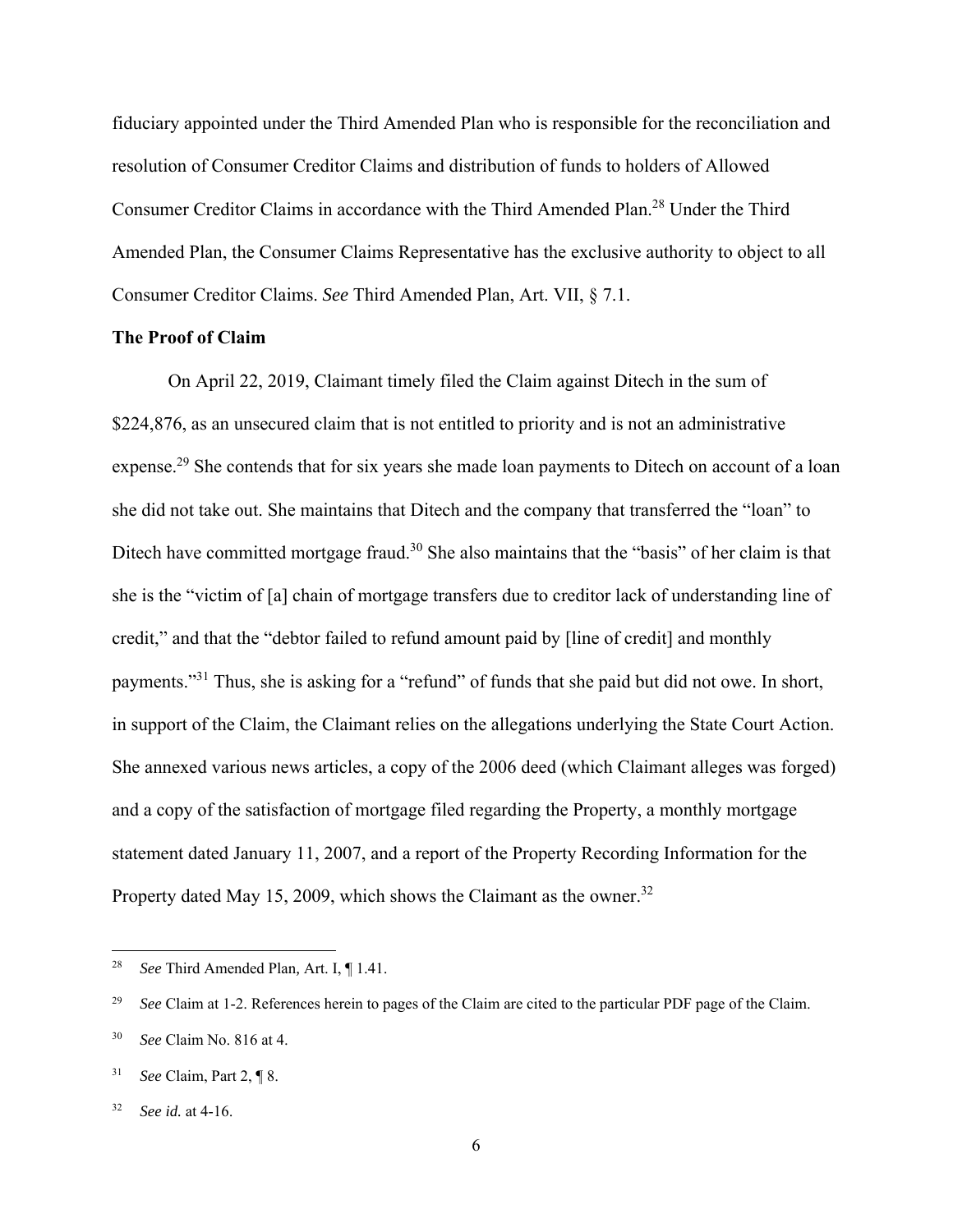fiduciary appointed under the Third Amended Plan who is responsible for the reconciliation and resolution of Consumer Creditor Claims and distribution of funds to holders of Allowed Consumer Creditor Claims in accordance with the Third Amended Plan.[28] Under the Third Amended Plan, the Consumer Claims Representative has the exclusive authority to object to all Consumer Creditor Claims. *See* Third Amended Plan, Art. VII, § 7.1.

**The Proof of Claim**

On April 22, 2019, Claimant timely filed the Claim against Ditech in the sum of $224,876, as an unsecured claim that is not entitled to priority and is not an administrative expense.[29] She contends that for six years she made loan payments to Ditech on account of a loan she did not take out. She maintains that Ditech and the company that transferred the "loan" to Ditech have committed mortgage fraud.[30] She also maintains that the "basis" of her claim is that she is the "victim of [a] chain of mortgage transfers due to creditor lack of understanding line of credit," and that the "debtor failed to refund amount paid by [line of credit] and monthly payments."[31] Thus, she is asking for a "refund" of funds that she paid but did not owe. In short, in support of the Claim, the Claimant relies on the allegations underlying the State Court Action. She annexed various news articles, a copy of the 2006 deed (which Claimant alleges was forged) and a copy of the satisfaction of mortgage filed regarding the Property, a monthly mortgage statement dated January 11, 2007, and a report of the Property Recording Information for the Property dated May 15, 2009, which shows the Claimant as the owner.[32]

---

[28] *See* Third Amended Plan, Art. I, ¶ 1.41.

[29] *See* Claim at 1-2. References herein to pages of the Claim are cited to the particular PDF page of the Claim.

[30] *See* Claim No. 816 at 4.

[31] *See* Claim, Part 2, ¶ 8.

[32] *See id.* at 4-16.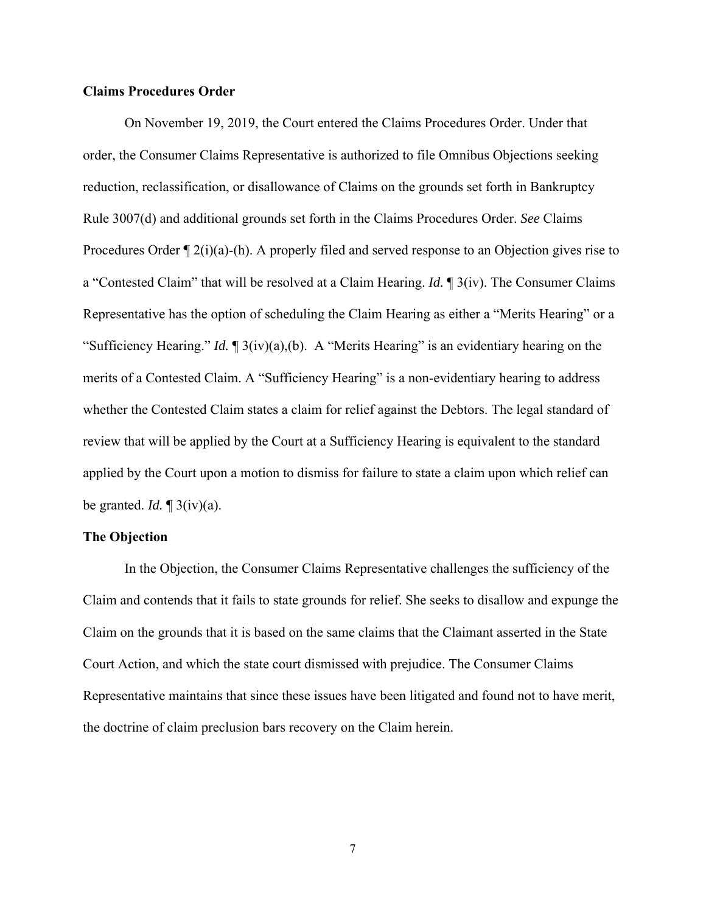**Claims Procedures Order**

On November 19, 2019, the Court entered the Claims Procedures Order. Under that order, the Consumer Claims Representative is authorized to file Omnibus Objections seeking reduction, reclassification, or disallowance of Claims on the grounds set forth in Bankruptcy Rule 3007(d) and additional grounds set forth in the Claims Procedures Order. *See* Claims Procedures Order ¶ 2(i)(a)-(h). A properly filed and served response to an Objection gives rise to a "Contested Claim" that will be resolved at a Claim Hearing. *Id.* ¶ 3(iv). The Consumer Claims Representative has the option of scheduling the Claim Hearing as either a "Merits Hearing" or a "Sufficiency Hearing." *Id.* ¶ 3(iv)(a),(b). A "Merits Hearing" is an evidentiary hearing on the merits of a Contested Claim. A "Sufficiency Hearing" is a non-evidentiary hearing to address whether the Contested Claim states a claim for relief against the Debtors. The legal standard of review that will be applied by the Court at a Sufficiency Hearing is equivalent to the standard applied by the Court upon a motion to dismiss for failure to state a claim upon which relief can be granted. *Id.* ¶ 3(iv)(a).

**The Objection**

In the Objection, the Consumer Claims Representative challenges the sufficiency of the Claim and contends that it fails to state grounds for relief. She seeks to disallow and expunge the Claim on the grounds that it is based on the same claims that the Claimant asserted in the State Court Action, and which the state court dismissed with prejudice. The Consumer Claims Representative maintains that since these issues have been litigated and found not to have merit, the doctrine of claim preclusion bars recovery on the Claim herein.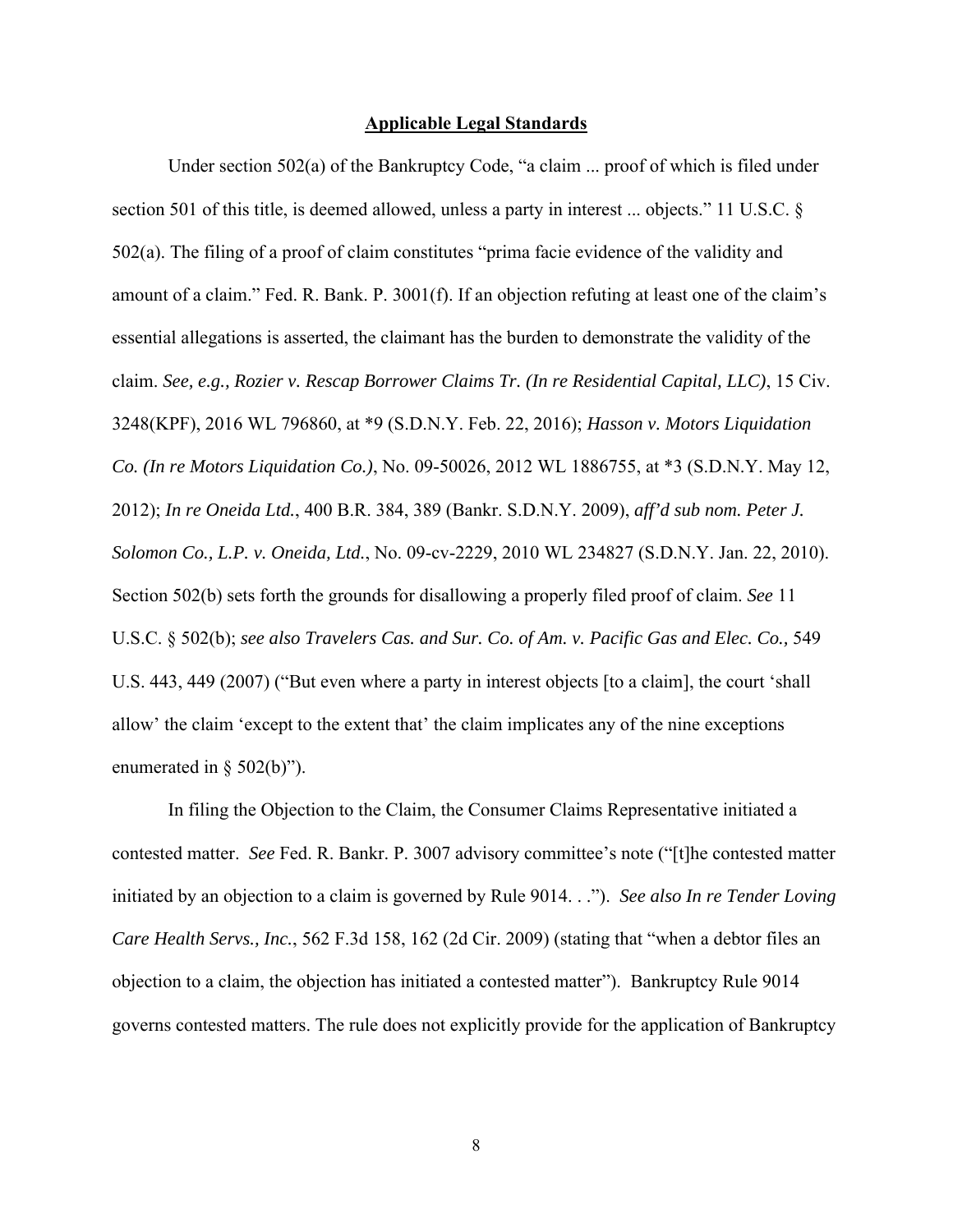**Applicable Legal Standards**

Under section 502(a) of the Bankruptcy Code, "a claim ... proof of which is filed under section 501 of this title, is deemed allowed, unless a party in interest ... objects." 11 U.S.C. § 502(a). The filing of a proof of claim constitutes "prima facie evidence of the validity and amount of a claim." Fed. R. Bank. P. 3001(f). If an objection refuting at least one of the claim's essential allegations is asserted, the claimant has the burden to demonstrate the validity of the claim. *See, e.g., Rozier v. Rescap Borrower Claims Tr. (In re Residential Capital, LLC)*, 15 Civ. 3248(KPF), 2016 WL 796860, at *9 (S.D.N.Y. Feb. 22, 2016); *Hasson v. Motors Liquidation Co. (In re Motors Liquidation Co.)*, No. 09-50026, 2012 WL 1886755, at *3 (S.D.N.Y. May 12, 2012); *In re Oneida Ltd.*, 400 B.R. 384, 389 (Bankr. S.D.N.Y. 2009), *aff'd sub nom. Peter J. Solomon Co., L.P. v. Oneida, Ltd.*, No. 09-cv-2229, 2010 WL 234827 (S.D.N.Y. Jan. 22, 2010). Section 502(b) sets forth the grounds for disallowing a properly filed proof of claim. *See* 11 U.S.C. § 502(b); *see also Travelers Cas. and Sur. Co. of Am. v. Pacific Gas and Elec. Co.*, 549 U.S. 443, 449 (2007) ("But even where a party in interest objects [to a claim], the court 'shall allow' the claim 'except to the extent that' the claim implicates any of the nine exceptions enumerated in § 502(b)").

In filing the Objection to the Claim, the Consumer Claims Representative initiated a contested matter. *See* Fed. R. Bankr. P. 3007 advisory committee's note ("[t]he contested matter initiated by an objection to a claim is governed by Rule 9014. . ."). *See also In re Tender Loving Care Health Servs., Inc.*, 562 F.3d 158, 162 (2d Cir. 2009) (stating that "when a debtor files an objection to a claim, the objection has initiated a contested matter"). Bankruptcy Rule 9014 governs contested matters. The rule does not explicitly provide for the application of Bankruptcy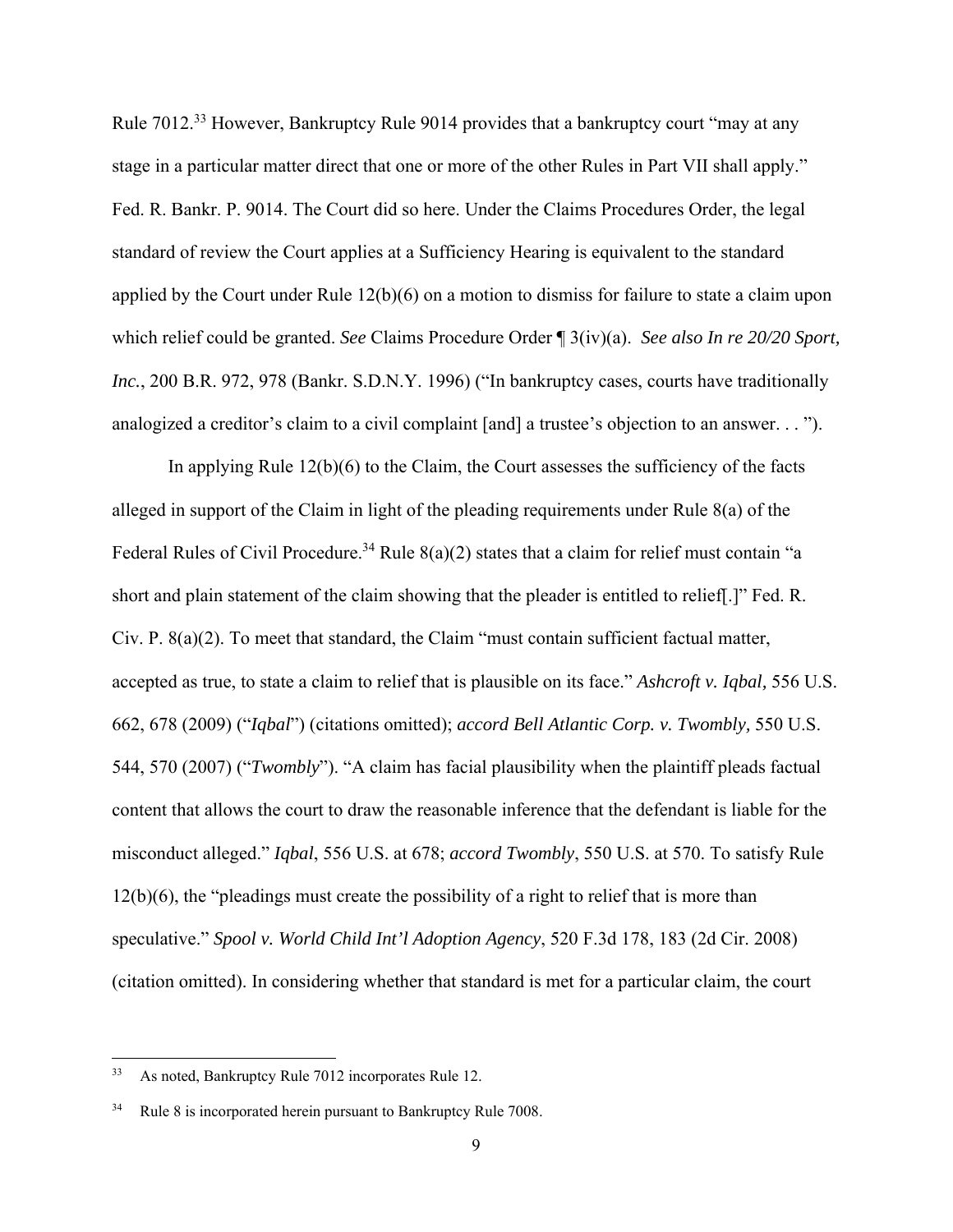Rule 7012.[33] However, Bankruptcy Rule 9014 provides that a bankruptcy court "may at any stage in a particular matter direct that one or more of the other Rules in Part VII shall apply." Fed. R. Bankr. P. 9014. The Court did so here. Under the Claims Procedures Order, the legal standard of review the Court applies at a Sufficiency Hearing is equivalent to the standard applied by the Court under Rule 12(b)(6) on a motion to dismiss for failure to state a claim upon which relief could be granted. *See* Claims Procedure Order ¶ 3(iv)(a). *See also In re 20/20 Sport, Inc.*, 200 B.R. 972, 978 (Bankr. S.D.N.Y. 1996) ("In bankruptcy cases, courts have traditionally analogized a creditor's claim to a civil complaint [and] a trustee's objection to an answer. . . ").

In applying Rule 12(b)(6) to the Claim, the Court assesses the sufficiency of the facts alleged in support of the Claim in light of the pleading requirements under Rule 8(a) of the Federal Rules of Civil Procedure.[34] Rule 8(a)(2) states that a claim for relief must contain "a short and plain statement of the claim showing that the pleader is entitled to relief[.]" Fed. R. Civ. P. 8(a)(2). To meet that standard, the Claim "must contain sufficient factual matter, accepted as true, to state a claim to relief that is plausible on its face." *Ashcroft v. Iqbal,* 556 U.S. 662, 678 (2009) ("*Iqbal*") (citations omitted); *accord Bell Atlantic Corp. v. Twombly,* 550 U.S. 544, 570 (2007) ("*Twombly*"). "A claim has facial plausibility when the plaintiff pleads factual content that allows the court to draw the reasonable inference that the defendant is liable for the misconduct alleged." *Iqbal*, 556 U.S. at 678; *accord Twombly*, 550 U.S. at 570. To satisfy Rule 12(b)(6), the "pleadings must create the possibility of a right to relief that is more than speculative." *Spool v. World Child Int'l Adoption Agency*, 520 F.3d 178, 183 (2d Cir. 2008) (citation omitted). In considering whether that standard is met for a particular claim, the court

---

[33] As noted, Bankruptcy Rule 7012 incorporates Rule 12.

[34] Rule 8 is incorporated herein pursuant to Bankruptcy Rule 7008.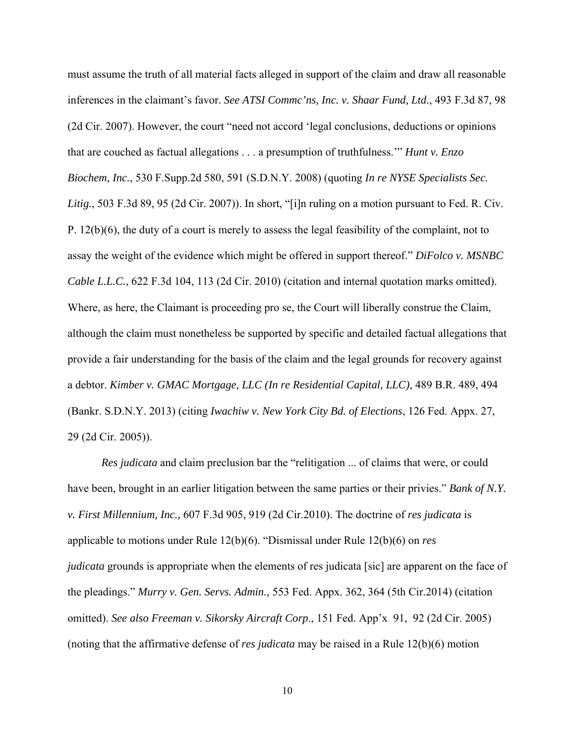must assume the truth of all material facts alleged in support of the claim and draw all reasonable inferences in the claimant's favor. *See ATSI Commc'ns, Inc. v. Shaar Fund, Ltd.*, 493 F.3d 87, 98 (2d Cir. 2007). However, the court "need not accord 'legal conclusions, deductions or opinions that are couched as factual allegations . . . a presumption of truthfulness.'" *Hunt v. Enzo Biochem, Inc.*, 530 F.Supp.2d 580, 591 (S.D.N.Y. 2008) (quoting *In re NYSE Specialists Sec. Litig.*, 503 F.3d 89, 95 (2d Cir. 2007)). In short, "[i]n ruling on a motion pursuant to Fed. R. Civ. P. 12(b)(6), the duty of a court is merely to assess the legal feasibility of the complaint, not to assay the weight of the evidence which might be offered in support thereof." *DiFolco v. MSNBC Cable L.L.C.*, 622 F.3d 104, 113 (2d Cir. 2010) (citation and internal quotation marks omitted). Where, as here, the Claimant is proceeding pro se, the Court will liberally construe the Claim, although the claim must nonetheless be supported by specific and detailed factual allegations that provide a fair understanding for the basis of the claim and the legal grounds for recovery against a debtor. *Kimber v. GMAC Mortgage, LLC (In re Residential Capital, LLC)*, 489 B.R. 489, 494 (Bankr. S.D.N.Y. 2013) (citing *Iwachiw v. New York City Bd. of Elections*, 126 Fed. Appx. 27, 29 (2d Cir. 2005)).

*Res judicata* and claim preclusion bar the "relitigation ... of claims that were, or could have been, brought in an earlier litigation between the same parties or their privies." *Bank of N.Y. v. First Millennium, Inc.,* 607 F.3d 905, 919 (2d Cir.2010). The doctrine of *res judicata* is applicable to motions under Rule 12(b)(6). "Dismissal under Rule 12(b)(6) on *res judicata* grounds is appropriate when the elements of res judicata [sic] are apparent on the face of the pleadings." *Murry v. Gen. Servs. Admin.,* 553 Fed. Appx. 362, 364 (5th Cir.2014) (citation omitted). *See also Freeman v. Sikorsky Aircraft Corp*., 151 Fed. App'x 91, 92 (2d Cir. 2005) (noting that the affirmative defense of *res judicata* may be raised in a Rule 12(b)(6) motion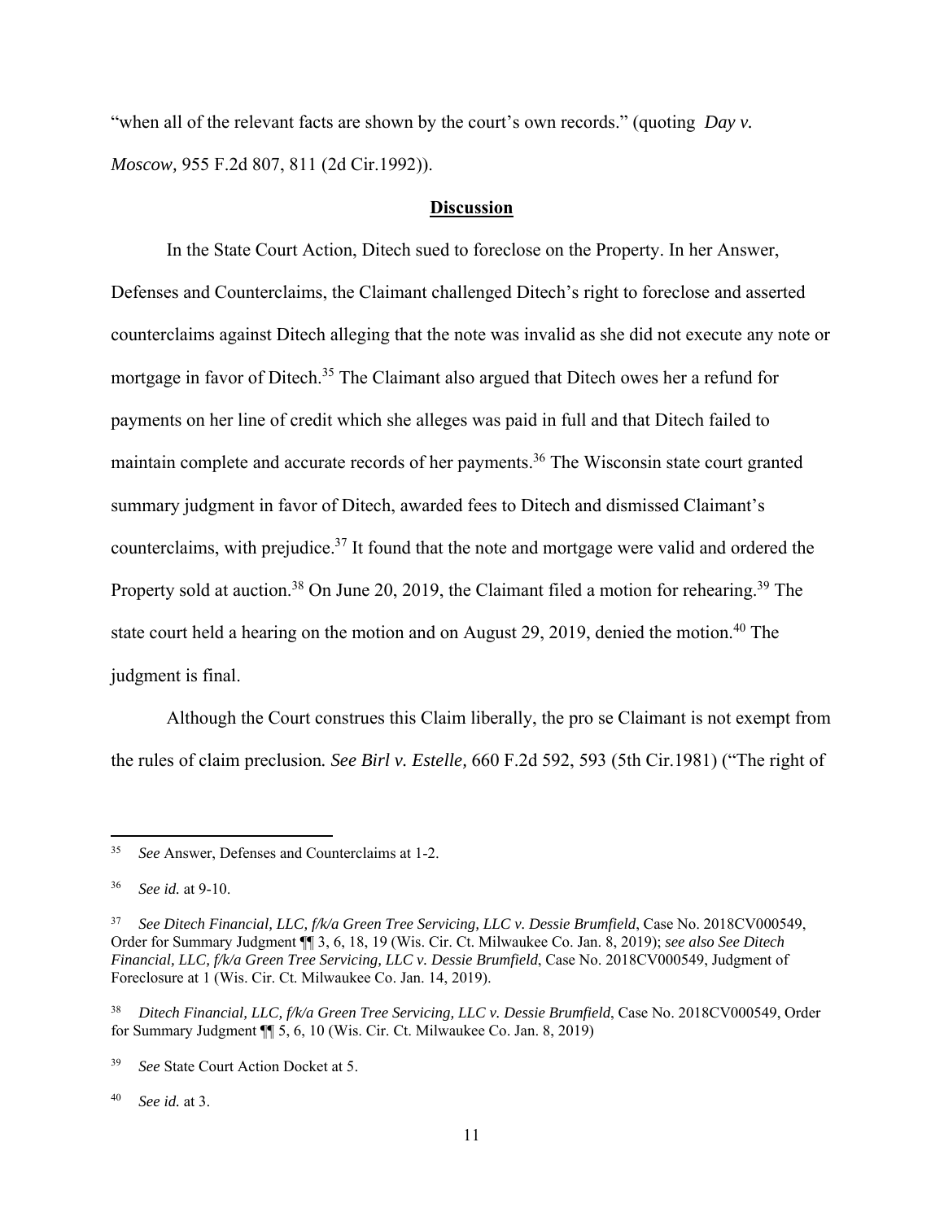"when all of the relevant facts are shown by the court's own records." (quoting *Day v. Moscow,* 955 F.2d 807, 811 (2d Cir.1992)).

## **Discussion**

In the State Court Action, Ditech sued to foreclose on the Property. In her Answer, Defenses and Counterclaims, the Claimant challenged Ditech's right to foreclose and asserted counterclaims against Ditech alleging that the note was invalid as she did not execute any note or mortgage in favor of Ditech.[35] The Claimant also argued that Ditech owes her a refund for payments on her line of credit which she alleges was paid in full and that Ditech failed to maintain complete and accurate records of her payments.[36] The Wisconsin state court granted summary judgment in favor of Ditech, awarded fees to Ditech and dismissed Claimant's counterclaims, with prejudice.[37] It found that the note and mortgage were valid and ordered the Property sold at auction.[38] On June 20, 2019, the Claimant filed a motion for rehearing.[39] The state court held a hearing on the motion and on August 29, 2019, denied the motion.[40] The judgment is final.

Although the Court construes this Claim liberally, the pro se Claimant is not exempt from the rules of claim preclusion*. See Birl v. Estelle,* 660 F.2d 592, 593 (5th Cir.1981) ("The right of

---

[35] *See* Answer, Defenses and Counterclaims at 1-2.

[36] *See id.* at 9-10.

[37] *See Ditech Financial, LLC, f/k/a Green Tree Servicing, LLC v. Dessie Brumfield*, Case No. 2018CV000549, Order for Summary Judgment ¶¶ 3, 6, 18, 19 (Wis. Cir. Ct. Milwaukee Co. Jan. 8, 2019); *see also See Ditech Financial, LLC, f/k/a Green Tree Servicing, LLC v. Dessie Brumfield*, Case No. 2018CV000549, Judgment of Foreclosure at 1 (Wis. Cir. Ct. Milwaukee Co. Jan. 14, 2019).

[38] *Ditech Financial, LLC, f/k/a Green Tree Servicing, LLC v. Dessie Brumfield*, Case No. 2018CV000549, Order for Summary Judgment ¶¶ 5, 6, 10 (Wis. Cir. Ct. Milwaukee Co. Jan. 8, 2019)

[39] *See* State Court Action Docket at 5.

[40] *See id.* at 3.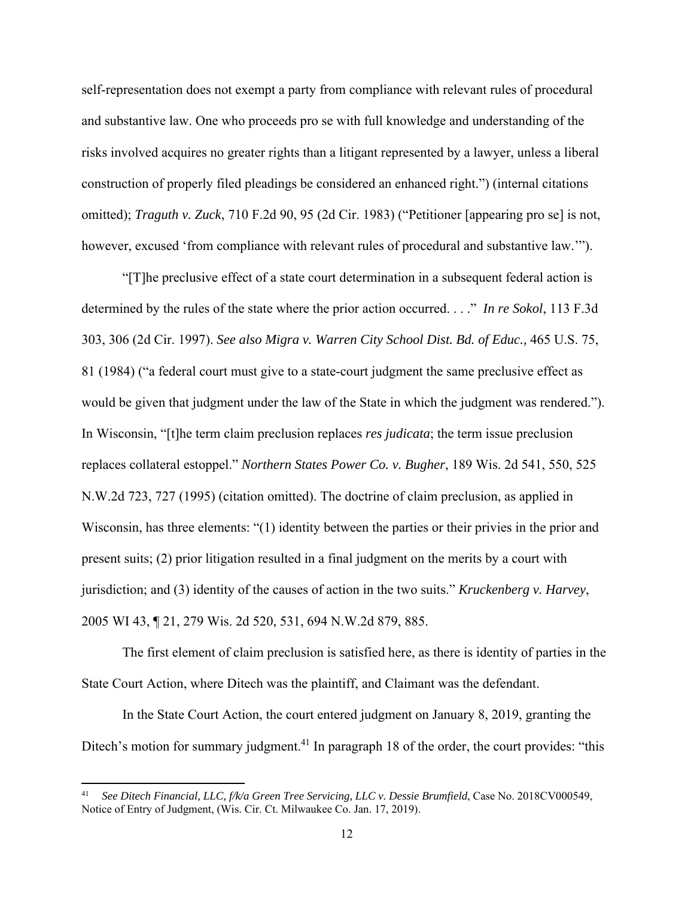self-representation does not exempt a party from compliance with relevant rules of procedural and substantive law. One who proceeds pro se with full knowledge and understanding of the risks involved acquires no greater rights than a litigant represented by a lawyer, unless a liberal construction of properly filed pleadings be considered an enhanced right.") (internal citations omitted); *Traguth v. Zuck*, 710 F.2d 90, 95 (2d Cir. 1983) ("Petitioner [appearing pro se] is not, however, excused 'from compliance with relevant rules of procedural and substantive law.'").

"[T]he preclusive effect of a state court determination in a subsequent federal action is determined by the rules of the state where the prior action occurred. . . ." *In re Sokol*, 113 F.3d 303, 306 (2d Cir. 1997). *See also Migra v. Warren City School Dist. Bd. of Educ.,* 465 U.S. 75, 81 (1984) ("a federal court must give to a state-court judgment the same preclusive effect as would be given that judgment under the law of the State in which the judgment was rendered."). In Wisconsin, "[t]he term claim preclusion replaces *res judicata*; the term issue preclusion replaces collateral estoppel." *Northern States Power Co. v. Bugher*, 189 Wis. 2d 541, 550, 525 N.W.2d 723, 727 (1995) (citation omitted). The doctrine of claim preclusion, as applied in Wisconsin, has three elements: "(1) identity between the parties or their privies in the prior and present suits; (2) prior litigation resulted in a final judgment on the merits by a court with jurisdiction; and (3) identity of the causes of action in the two suits." *Kruckenberg v. Harvey*, 2005 WI 43, ¶ 21, 279 Wis. 2d 520, 531, 694 N.W.2d 879, 885.

The first element of claim preclusion is satisfied here, as there is identity of parties in the State Court Action, where Ditech was the plaintiff, and Claimant was the defendant.

In the State Court Action, the court entered judgment on January 8, 2019, granting the Ditech's motion for summary judgment.[41] In paragraph 18 of the order, the court provides: "this

[41] *See Ditech Financial, LLC, f/k/a Green Tree Servicing, LLC v. Dessie Brumfield*, Case No. 2018CV000549, Notice of Entry of Judgment, (Wis. Cir. Ct. Milwaukee Co. Jan. 17, 2019).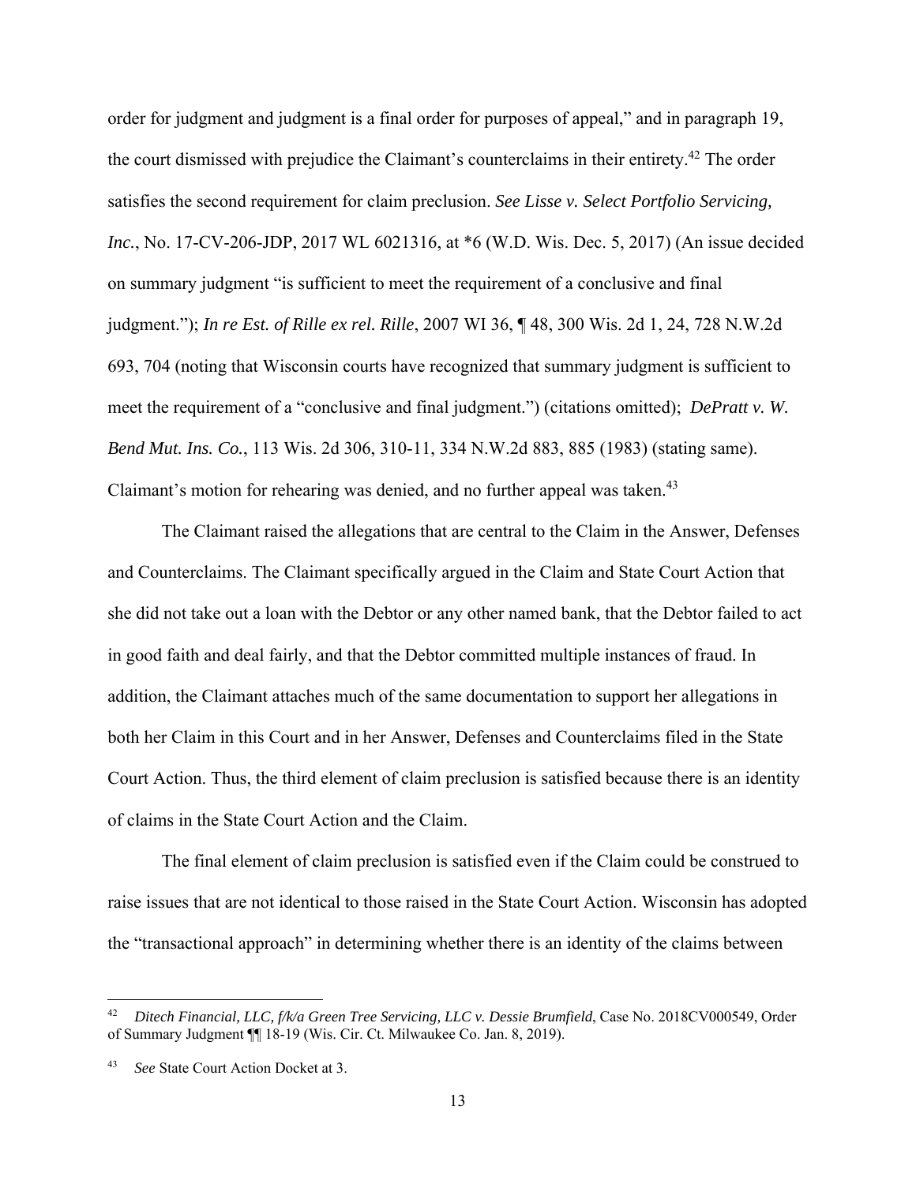order for judgment and judgment is a final order for purposes of appeal," and in paragraph 19, the court dismissed with prejudice the Claimant's counterclaims in their entirety.[42] The order satisfies the second requirement for claim preclusion. *See Lisse v. Select Portfolio Servicing, Inc.*, No. 17-CV-206-JDP, 2017 WL 6021316, at *6 (W.D. Wis. Dec. 5, 2017) (An issue decided on summary judgment "is sufficient to meet the requirement of a conclusive and final judgment."); *In re Est. of Rille ex rel. Rille*, 2007 WI 36, ¶ 48, 300 Wis. 2d 1, 24, 728 N.W.2d 693, 704 (noting that Wisconsin courts have recognized that summary judgment is sufficient to meet the requirement of a "conclusive and final judgment.") (citations omitted); *DePratt v. W. Bend Mut. Ins. Co.*, 113 Wis. 2d 306, 310-11, 334 N.W.2d 883, 885 (1983) (stating same). Claimant's motion for rehearing was denied, and no further appeal was taken.[43]

The Claimant raised the allegations that are central to the Claim in the Answer, Defenses and Counterclaims. The Claimant specifically argued in the Claim and State Court Action that she did not take out a loan with the Debtor or any other named bank, that the Debtor failed to act in good faith and deal fairly, and that the Debtor committed multiple instances of fraud. In addition, the Claimant attaches much of the same documentation to support her allegations in both her Claim in this Court and in her Answer, Defenses and Counterclaims filed in the State Court Action. Thus, the third element of claim preclusion is satisfied because there is an identity of claims in the State Court Action and the Claim.

The final element of claim preclusion is satisfied even if the Claim could be construed to raise issues that are not identical to those raised in the State Court Action. Wisconsin has adopted the "transactional approach" in determining whether there is an identity of the claims between

---

[42] *Ditech Financial, LLC, f/k/a Green Tree Servicing, LLC v. Dessie Brumfield*, Case No. 2018CV000549, Order of Summary Judgment ¶¶ 18-19 (Wis. Cir. Ct. Milwaukee Co. Jan. 8, 2019).

[43] *See* State Court Action Docket at 3.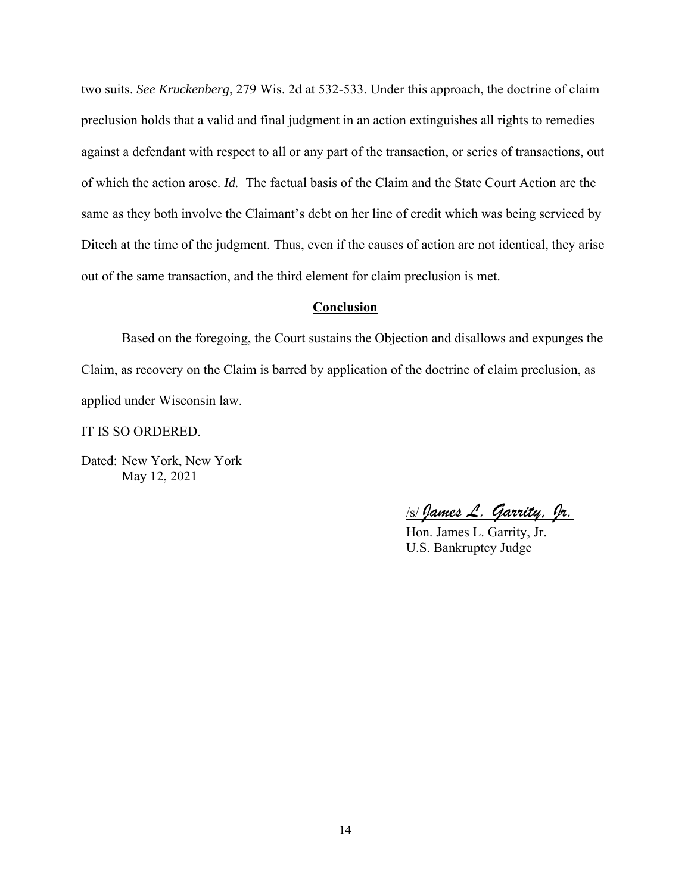two suits. *See Kruckenberg*, 279 Wis. 2d at 532-533. Under this approach, the doctrine of claim preclusion holds that a valid and final judgment in an action extinguishes all rights to remedies against a defendant with respect to all or any part of the transaction, or series of transactions, out of which the action arose. *Id.* The factual basis of the Claim and the State Court Action are the same as they both involve the Claimant's debt on her line of credit which was being serviced by Ditech at the time of the judgment. Thus, even if the causes of action are not identical, they arise out of the same transaction, and the third element for claim preclusion is met.

## Conclusion

Based on the foregoing, the Court sustains the Objection and disallows and expunges the Claim, as recovery on the Claim is barred by application of the doctrine of claim preclusion, as applied under Wisconsin law.

IT IS SO ORDERED.

Dated: New York, New York
May 12, 2021

/s/ *James L. Garrity, Jr.*
Hon. James L. Garrity, Jr.
U.S. Bankruptcy Judge